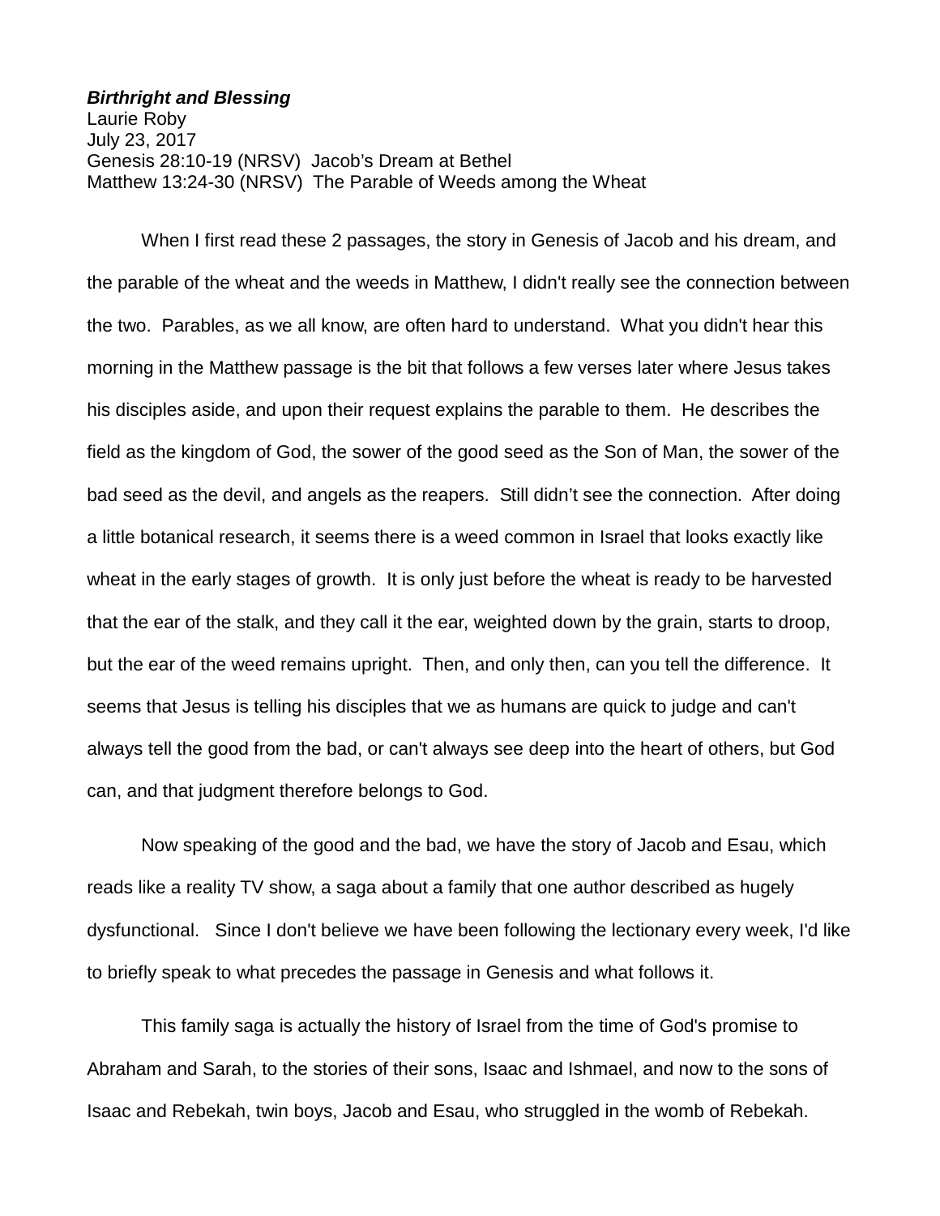***Birthright and Blessing***
Laurie Roby
July 23, 2017
Genesis 28:10-19 (NRSV) Jacob's Dream at Bethel
Matthew 13:24-30 (NRSV) The Parable of Weeds among the Wheat

When I first read these 2 passages, the story in Genesis of Jacob and his dream, and the parable of the wheat and the weeds in Matthew, I didn't really see the connection between the two. Parables, as we all know, are often hard to understand. What you didn't hear this morning in the Matthew passage is the bit that follows a few verses later where Jesus takes his disciples aside, and upon their request explains the parable to them. He describes the field as the kingdom of God, the sower of the good seed as the Son of Man, the sower of the bad seed as the devil, and angels as the reapers. Still didn't see the connection. After doing a little botanical research, it seems there is a weed common in Israel that looks exactly like wheat in the early stages of growth. It is only just before the wheat is ready to be harvested that the ear of the stalk, and they call it the ear, weighted down by the grain, starts to droop, but the ear of the weed remains upright. Then, and only then, can you tell the difference. It seems that Jesus is telling his disciples that we as humans are quick to judge and can't always tell the good from the bad, or can't always see deep into the heart of others, but God can, and that judgment therefore belongs to God.

Now speaking of the good and the bad, we have the story of Jacob and Esau, which reads like a reality TV show, a saga about a family that one author described as hugely dysfunctional. Since I don't believe we have been following the lectionary every week, I'd like to briefly speak to what precedes the passage in Genesis and what follows it.

This family saga is actually the history of Israel from the time of God's promise to Abraham and Sarah, to the stories of their sons, Isaac and Ishmael, and now to the sons of Isaac and Rebekah, twin boys, Jacob and Esau, who struggled in the womb of Rebekah.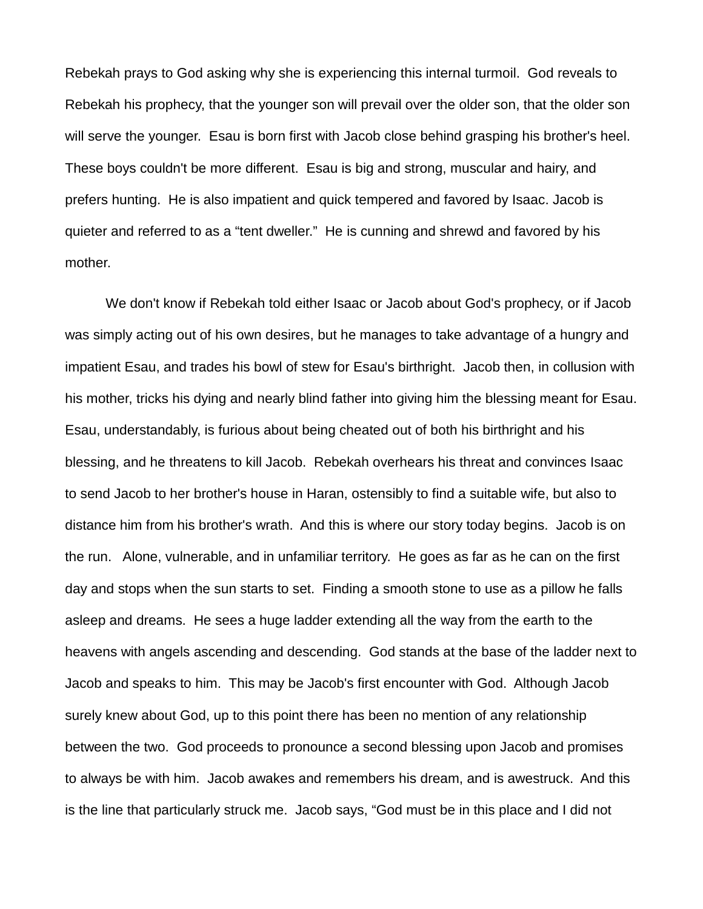Rebekah prays to God asking why she is experiencing this internal turmoil. God reveals to Rebekah his prophecy, that the younger son will prevail over the older son, that the older son will serve the younger. Esau is born first with Jacob close behind grasping his brother's heel. These boys couldn't be more different. Esau is big and strong, muscular and hairy, and prefers hunting. He is also impatient and quick tempered and favored by Isaac. Jacob is quieter and referred to as a "tent dweller." He is cunning and shrewd and favored by his mother.

We don't know if Rebekah told either Isaac or Jacob about God's prophecy, or if Jacob was simply acting out of his own desires, but he manages to take advantage of a hungry and impatient Esau, and trades his bowl of stew for Esau's birthright. Jacob then, in collusion with his mother, tricks his dying and nearly blind father into giving him the blessing meant for Esau. Esau, understandably, is furious about being cheated out of both his birthright and his blessing, and he threatens to kill Jacob. Rebekah overhears his threat and convinces Isaac to send Jacob to her brother's house in Haran, ostensibly to find a suitable wife, but also to distance him from his brother's wrath. And this is where our story today begins. Jacob is on the run. Alone, vulnerable, and in unfamiliar territory. He goes as far as he can on the first day and stops when the sun starts to set. Finding a smooth stone to use as a pillow he falls asleep and dreams. He sees a huge ladder extending all the way from the earth to the heavens with angels ascending and descending. God stands at the base of the ladder next to Jacob and speaks to him. This may be Jacob's first encounter with God. Although Jacob surely knew about God, up to this point there has been no mention of any relationship between the two. God proceeds to pronounce a second blessing upon Jacob and promises to always be with him. Jacob awakes and remembers his dream, and is awestruck. And this is the line that particularly struck me. Jacob says, "God must be in this place and I did not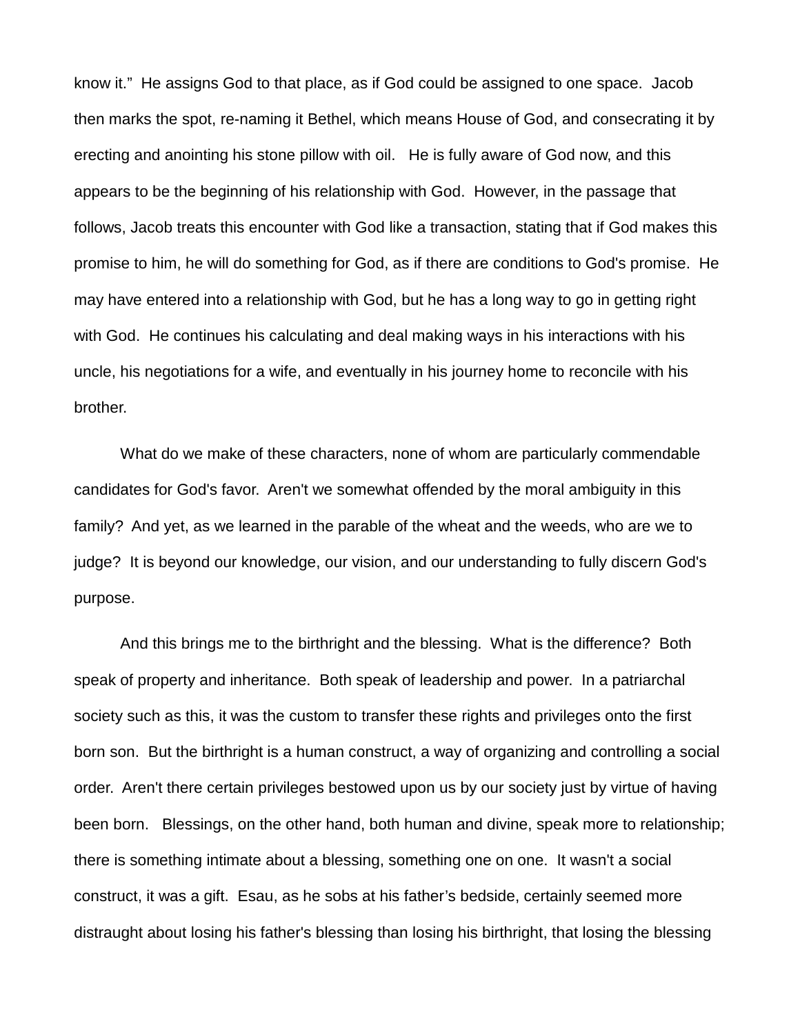know it." He assigns God to that place, as if God could be assigned to one space. Jacob then marks the spot, re-naming it Bethel, which means House of God, and consecrating it by erecting and anointing his stone pillow with oil. He is fully aware of God now, and this appears to be the beginning of his relationship with God. However, in the passage that follows, Jacob treats this encounter with God like a transaction, stating that if God makes this promise to him, he will do something for God, as if there are conditions to God's promise. He may have entered into a relationship with God, but he has a long way to go in getting right with God. He continues his calculating and deal making ways in his interactions with his uncle, his negotiations for a wife, and eventually in his journey home to reconcile with his brother.

What do we make of these characters, none of whom are particularly commendable candidates for God's favor. Aren't we somewhat offended by the moral ambiguity in this family? And yet, as we learned in the parable of the wheat and the weeds, who are we to judge? It is beyond our knowledge, our vision, and our understanding to fully discern God's purpose.

And this brings me to the birthright and the blessing. What is the difference? Both speak of property and inheritance. Both speak of leadership and power. In a patriarchal society such as this, it was the custom to transfer these rights and privileges onto the first born son. But the birthright is a human construct, a way of organizing and controlling a social order. Aren't there certain privileges bestowed upon us by our society just by virtue of having been born. Blessings, on the other hand, both human and divine, speak more to relationship; there is something intimate about a blessing, something one on one. It wasn't a social construct, it was a gift. Esau, as he sobs at his father's bedside, certainly seemed more distraught about losing his father's blessing than losing his birthright, that losing the blessing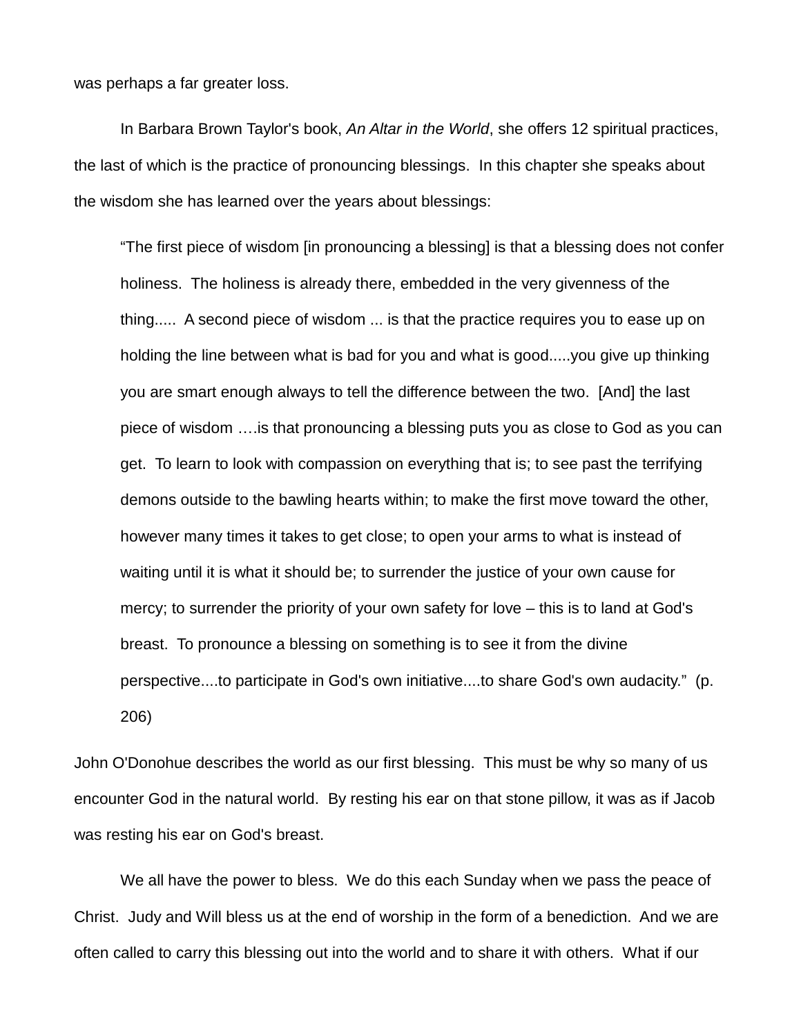was perhaps a far greater loss.

In Barbara Brown Taylor's book, *An Altar in the World*, she offers 12 spiritual practices, the last of which is the practice of pronouncing blessings. In this chapter she speaks about the wisdom she has learned over the years about blessings:

> "The first piece of wisdom [in pronouncing a blessing] is that a blessing does not confer holiness. The holiness is already there, embedded in the very givenness of the thing..... A second piece of wisdom ... is that the practice requires you to ease up on holding the line between what is bad for you and what is good.....you give up thinking you are smart enough always to tell the difference between the two. [And] the last piece of wisdom ….is that pronouncing a blessing puts you as close to God as you can get. To learn to look with compassion on everything that is; to see past the terrifying demons outside to the bawling hearts within; to make the first move toward the other, however many times it takes to get close; to open your arms to what is instead of waiting until it is what it should be; to surrender the justice of your own cause for mercy; to surrender the priority of your own safety for love – this is to land at God's breast. To pronounce a blessing on something is to see it from the divine perspective....to participate in God's own initiative....to share God's own audacity." (p. 206)

John O'Donohue describes the world as our first blessing. This must be why so many of us encounter God in the natural world. By resting his ear on that stone pillow, it was as if Jacob was resting his ear on God's breast.

We all have the power to bless. We do this each Sunday when we pass the peace of Christ. Judy and Will bless us at the end of worship in the form of a benediction. And we are often called to carry this blessing out into the world and to share it with others. What if our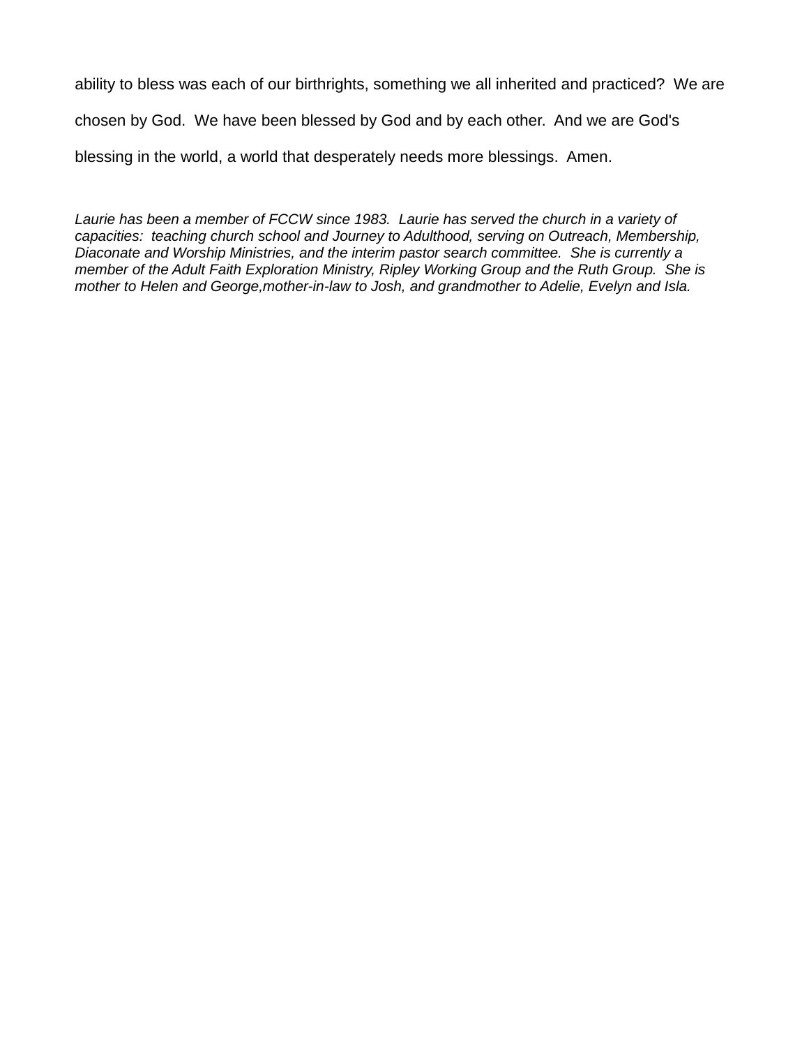ability to bless was each of our birthrights, something we all inherited and practiced? We are chosen by God. We have been blessed by God and by each other. And we are God's blessing in the world, a world that desperately needs more blessings. Amen.

*Laurie has been a member of FCCW since 1983. Laurie has served the church in a variety of capacities: teaching church school and Journey to Adulthood, serving on Outreach, Membership, Diaconate and Worship Ministries, and the interim pastor search committee. She is currently a member of the Adult Faith Exploration Ministry, Ripley Working Group and the Ruth Group. She is mother to Helen and George,mother-in-law to Josh, and grandmother to Adelie, Evelyn and Isla.*